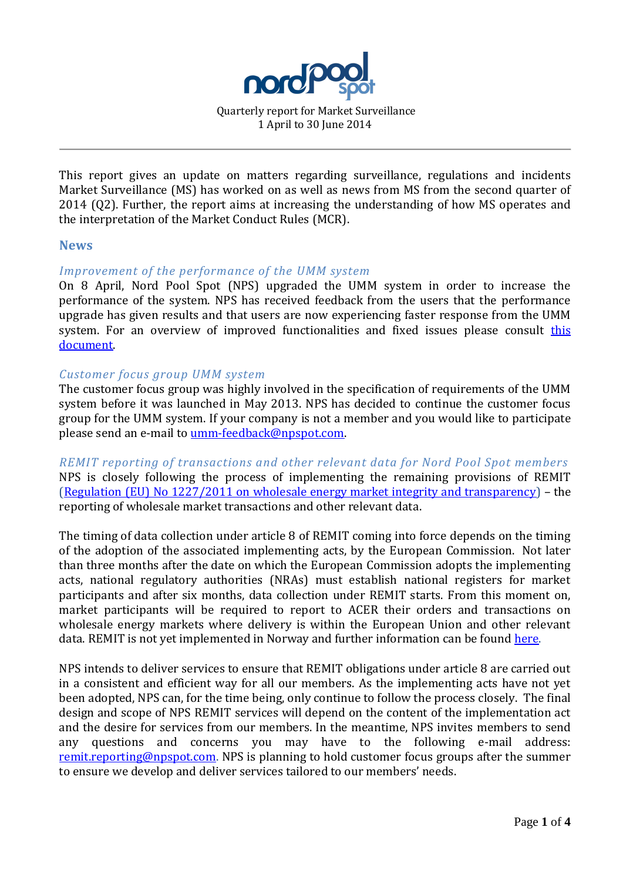Quarterly report for Market Surveillance
1 April to 30 June 2014

---

This report gives an update on matters regarding surveillance, regulations and incidents Market Surveillance (MS) has worked on as well as news from MS from the second quarter of 2014 (Q2). Further, the report aims at increasing the understanding of how MS operates and the interpretation of the Market Conduct Rules (MCR).

## News

### *Improvement of the performance of the UMM system*

On 8 April, Nord Pool Spot (NPS) upgraded the UMM system in order to increase the performance of the system. NPS has received feedback from the users that the performance upgrade has given results and that users are now experiencing faster response from the UMM system. For an overview of improved functionalities and fixed issues please consult this document.

### *Customer focus group UMM system*

The customer focus group was highly involved in the specification of requirements of the UMM system before it was launched in May 2013. NPS has decided to continue the customer focus group for the UMM system. If your company is not a member and you would like to participate please send an e-mail to umm-feedback@npspot.com.

### *REMIT reporting of transactions and other relevant data for Nord Pool Spot members*

NPS is closely following the process of implementing the remaining provisions of REMIT (Regulation (EU) No 1227/2011 on wholesale energy market integrity and transparency) – the reporting of wholesale market transactions and other relevant data.

The timing of data collection under article 8 of REMIT coming into force depends on the timing of the adoption of the associated implementing acts, by the European Commission. Not later than three months after the date on which the European Commission adopts the implementing acts, national regulatory authorities (NRAs) must establish national registers for market participants and after six months, data collection under REMIT starts. From this moment on, market participants will be required to report to ACER their orders and transactions on wholesale energy markets where delivery is within the European Union and other relevant data. REMIT is not yet implemented in Norway and further information can be found here.

NPS intends to deliver services to ensure that REMIT obligations under article 8 are carried out in a consistent and efficient way for all our members. As the implementing acts have not yet been adopted, NPS can, for the time being, only continue to follow the process closely. The final design and scope of NPS REMIT services will depend on the content of the implementation act and the desire for services from our members. In the meantime, NPS invites members to send any questions and concerns you may have to the following e-mail address: remit.reporting@npspot.com. NPS is planning to hold customer focus groups after the summer to ensure we develop and deliver services tailored to our members' needs.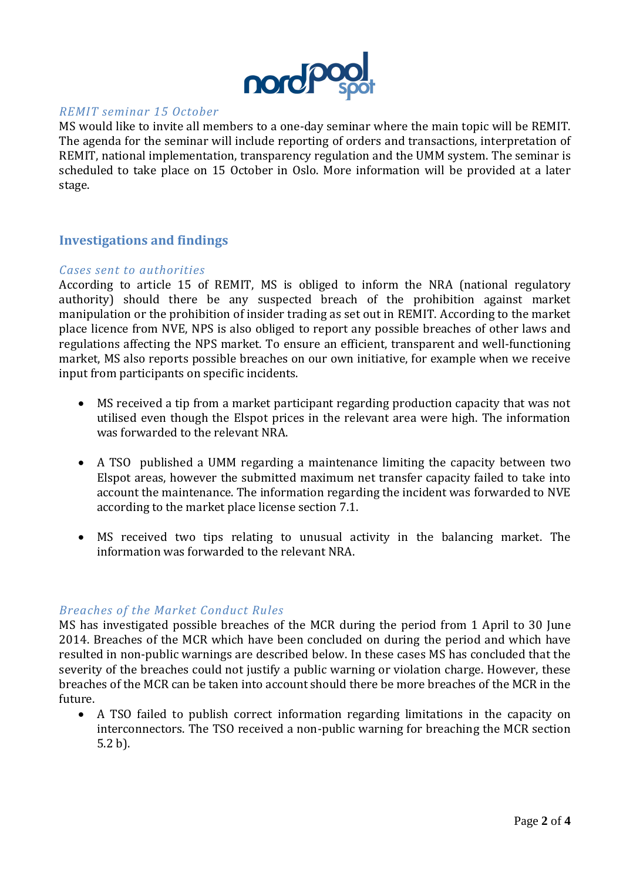*REMIT seminar 15 October*

MS would like to invite all members to a one-day seminar where the main topic will be REMIT. The agenda for the seminar will include reporting of orders and transactions, interpretation of REMIT, national implementation, transparency regulation and the UMM system. The seminar is scheduled to take place on 15 October in Oslo. More information will be provided at a later stage.

## Investigations and findings

*Cases sent to authorities*

According to article 15 of REMIT, MS is obliged to inform the NRA (national regulatory authority) should there be any suspected breach of the prohibition against market manipulation or the prohibition of insider trading as set out in REMIT. According to the market place licence from NVE, NPS is also obliged to report any possible breaches of other laws and regulations affecting the NPS market. To ensure an efficient, transparent and well-functioning market, MS also reports possible breaches on our own initiative, for example when we receive input from participants on specific incidents.

- MS received a tip from a market participant regarding production capacity that was not utilised even though the Elspot prices in the relevant area were high. The information was forwarded to the relevant NRA.
- A TSO published a UMM regarding a maintenance limiting the capacity between two Elspot areas, however the submitted maximum net transfer capacity failed to take into account the maintenance. The information regarding the incident was forwarded to NVE according to the market place license section 7.1.
- MS received two tips relating to unusual activity in the balancing market. The information was forwarded to the relevant NRA.

*Breaches of the Market Conduct Rules*

MS has investigated possible breaches of the MCR during the period from 1 April to 30 June 2014. Breaches of the MCR which have been concluded on during the period and which have resulted in non-public warnings are described below. In these cases MS has concluded that the severity of the breaches could not justify a public warning or violation charge. However, these breaches of the MCR can be taken into account should there be more breaches of the MCR in the future.

- A TSO failed to publish correct information regarding limitations in the capacity on interconnectors. The TSO received a non-public warning for breaching the MCR section 5.2 b).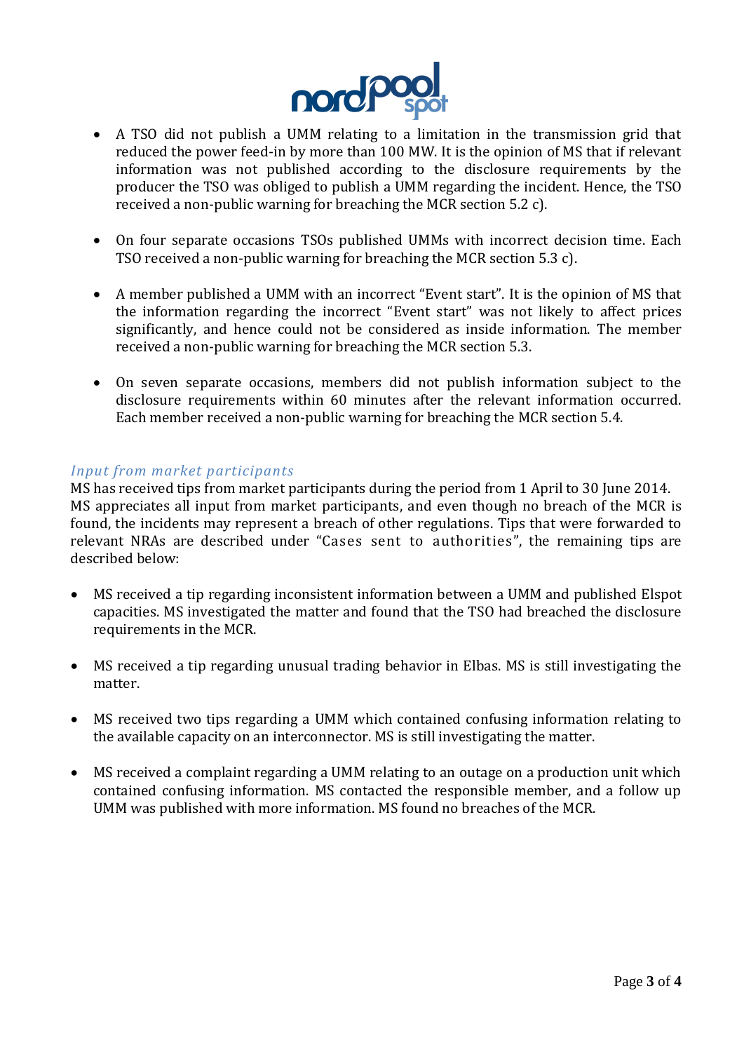- A TSO did not publish a UMM relating to a limitation in the transmission grid that reduced the power feed-in by more than 100 MW. It is the opinion of MS that if relevant information was not published according to the disclosure requirements by the producer the TSO was obliged to publish a UMM regarding the incident. Hence, the TSO received a non-public warning for breaching the MCR section 5.2 c).

- On four separate occasions TSOs published UMMs with incorrect decision time. Each TSO received a non-public warning for breaching the MCR section 5.3 c).

- A member published a UMM with an incorrect "Event start". It is the opinion of MS that the information regarding the incorrect "Event start" was not likely to affect prices significantly, and hence could not be considered as inside information. The member received a non-public warning for breaching the MCR section 5.3.

- On seven separate occasions, members did not publish information subject to the disclosure requirements within 60 minutes after the relevant information occurred. Each member received a non-public warning for breaching the MCR section 5.4.

### *Input from market participants*

MS has received tips from market participants during the period from 1 April to 30 June 2014. MS appreciates all input from market participants, and even though no breach of the MCR is found, the incidents may represent a breach of other regulations. Tips that were forwarded to relevant NRAs are described under "Cases sent to authorities", the remaining tips are described below:

- MS received a tip regarding inconsistent information between a UMM and published Elspot capacities. MS investigated the matter and found that the TSO had breached the disclosure requirements in the MCR.

- MS received a tip regarding unusual trading behavior in Elbas. MS is still investigating the matter.

- MS received two tips regarding a UMM which contained confusing information relating to the available capacity on an interconnector. MS is still investigating the matter.

- MS received a complaint regarding a UMM relating to an outage on a production unit which contained confusing information. MS contacted the responsible member, and a follow up UMM was published with more information. MS found no breaches of the MCR.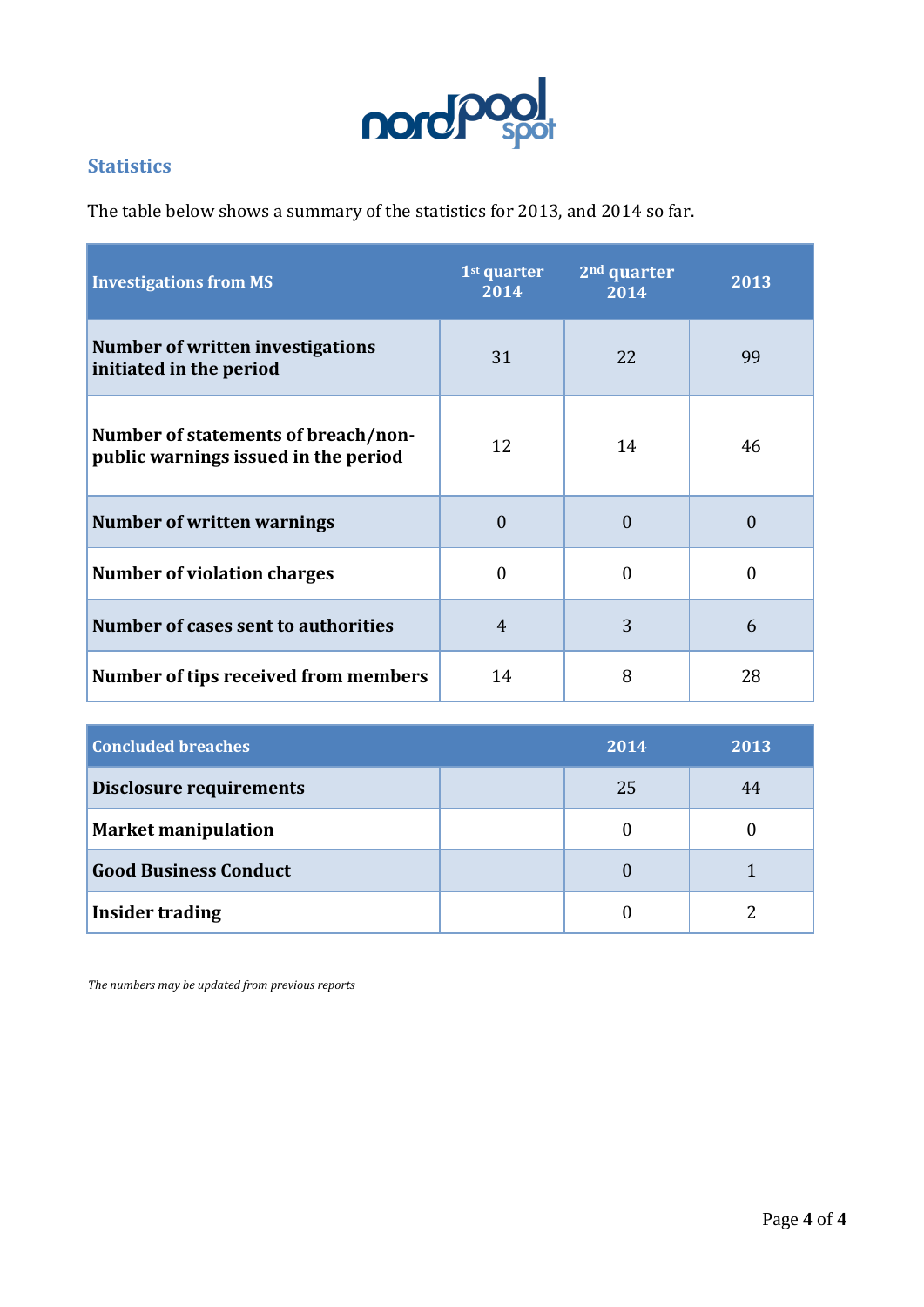## Statistics

The table below shows a summary of the statistics for 2013, and 2014 so far.

| Investigations from MS | 1st quarter 2014 | 2nd quarter 2014 | 2013 |
|---|---|---|---|
| **Number of written investigations initiated in the period** | 31 | 22 | 99 |
| **Number of statements of breach/non-public warnings issued in the period** | 12 | 14 | 46 |
| **Number of written warnings** | 0 | 0 | 0 |
| **Number of violation charges** | 0 | 0 | 0 |
| **Number of cases sent to authorities** | 4 | 3 | 6 |
| **Number of tips received from members** | 14 | 8 | 28 |

| Concluded breaches | | 2014 | 2013 |
|---|---|---|---|
| **Disclosure requirements** | | 25 | 44 |
| **Market manipulation** | | 0 | 0 |
| **Good Business Conduct** | | 0 | 1 |
| **Insider trading** | | 0 | 2 |

*The numbers may be updated from previous reports*